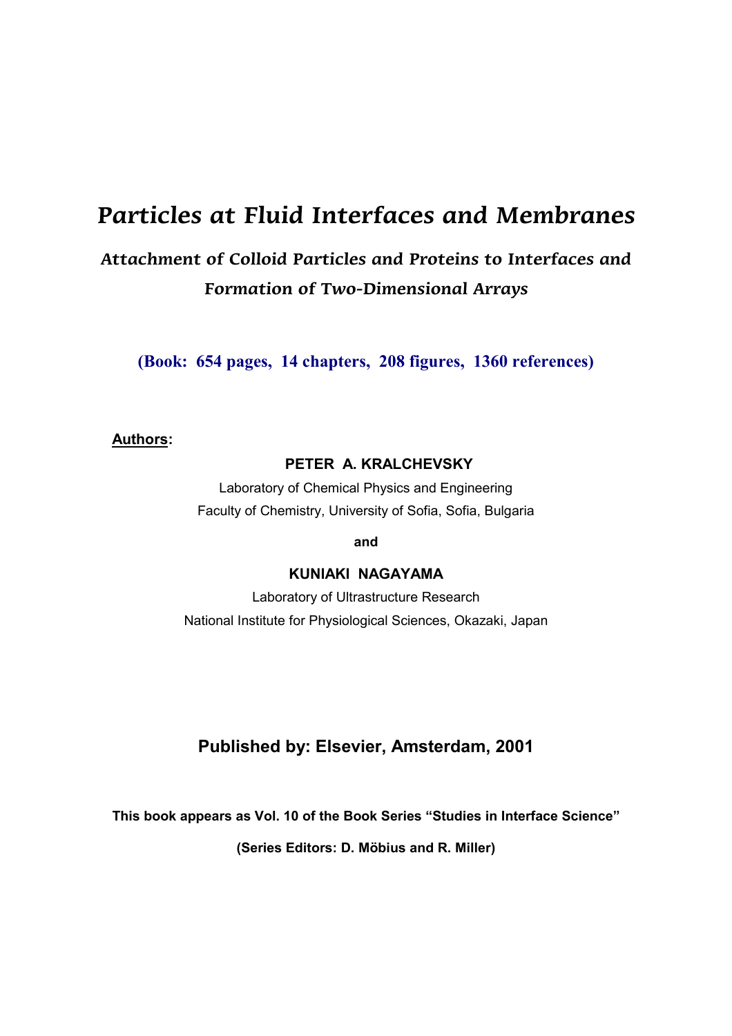# *Particles at Fluid Interfaces and Membranes*

## *Attachment of Colloid Particles and Proteins to Interfaces and Formation of Two-Dimensional Arrays*

**(Book: 654 pages, 14 chapters, 208 figures, 1360 references)**

**Authors:**

**PETER A. KRALCHEVSKY**

Laboratory of Chemical Physics and Engineering

Faculty of Chemistry, University of Sofia, Sofia, Bulgaria

**and**

**KUNIAKI NAGAYAMA**

Laboratory of Ultrastructure Research

National Institute for Physiological Sciences, Okazaki, Japan

**Published by: Elsevier, Amsterdam, 2001**

**This book appears as Vol. 10 of the Book Series "Studies in Interface Science"**

**(Series Editors: D. Möbius and R. Miller)**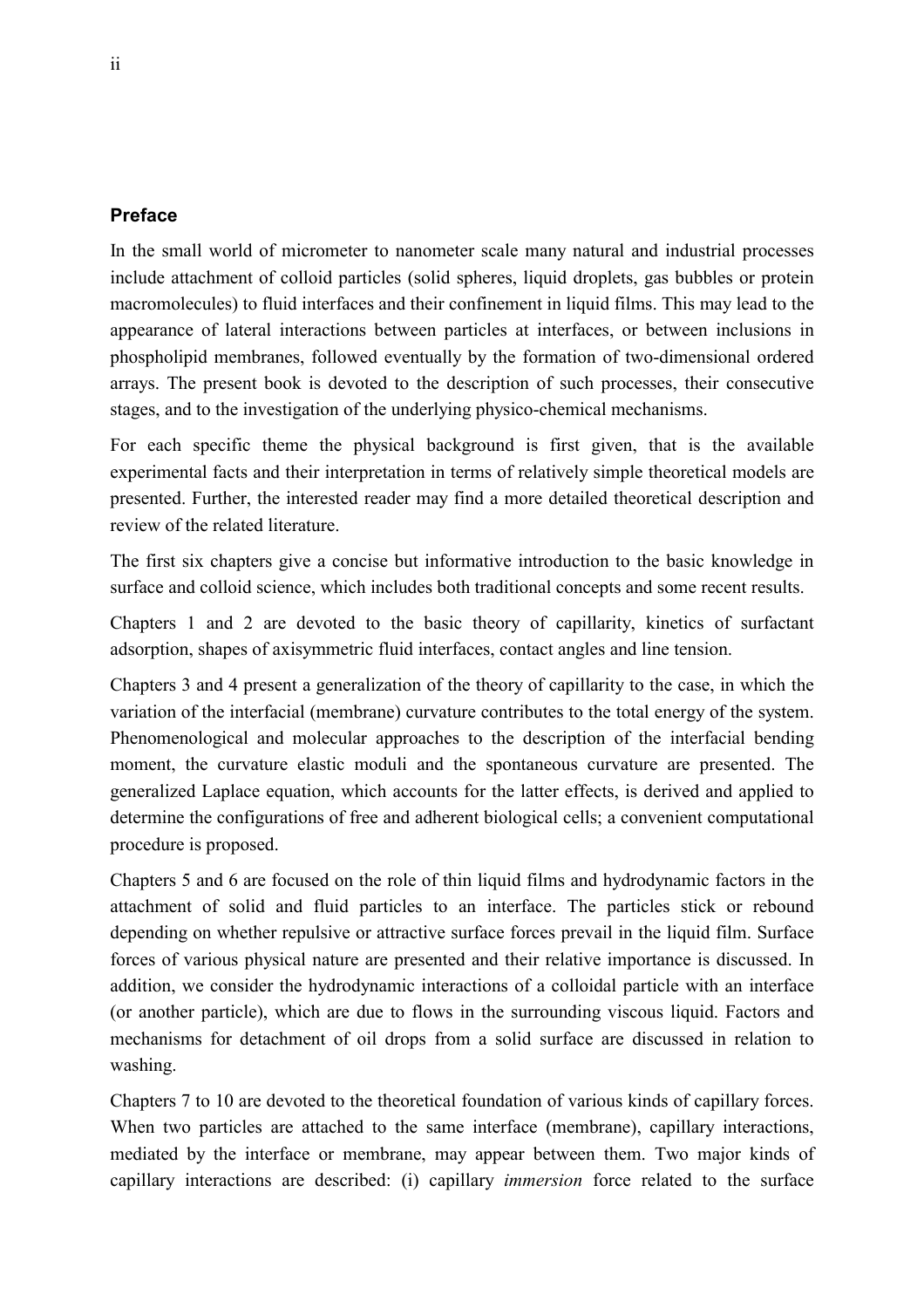## Preface

In the small world of micrometer to nanometer scale many natural and industrial processes include attachment of colloid particles (solid spheres, liquid droplets, gas bubbles or protein macromolecules) to fluid interfaces and their confinement in liquid films. This may lead to the appearance of lateral interactions between particles at interfaces, or between inclusions in phospholipid membranes, followed eventually by the formation of two-dimensional ordered arrays. The present book is devoted to the description of such processes, their consecutive stages, and to the investigation of the underlying physico-chemical mechanisms.

For each specific theme the physical background is first given, that is the available experimental facts and their interpretation in terms of relatively simple theoretical models are presented. Further, the interested reader may find a more detailed theoretical description and review of the related literature.

The first six chapters give a concise but informative introduction to the basic knowledge in surface and colloid science, which includes both traditional concepts and some recent results.

Chapters 1 and 2 are devoted to the basic theory of capillarity, kinetics of surfactant adsorption, shapes of axisymmetric fluid interfaces, contact angles and line tension.

Chapters 3 and 4 present a generalization of the theory of capillarity to the case, in which the variation of the interfacial (membrane) curvature contributes to the total energy of the system. Phenomenological and molecular approaches to the description of the interfacial bending moment, the curvature elastic moduli and the spontaneous curvature are presented. The generalized Laplace equation, which accounts for the latter effects, is derived and applied to determine the configurations of free and adherent biological cells; a convenient computational procedure is proposed.

Chapters 5 and 6 are focused on the role of thin liquid films and hydrodynamic factors in the attachment of solid and fluid particles to an interface. The particles stick or rebound depending on whether repulsive or attractive surface forces prevail in the liquid film. Surface forces of various physical nature are presented and their relative importance is discussed. In addition, we consider the hydrodynamic interactions of a colloidal particle with an interface (or another particle), which are due to flows in the surrounding viscous liquid. Factors and mechanisms for detachment of oil drops from a solid surface are discussed in relation to washing.

Chapters 7 to 10 are devoted to the theoretical foundation of various kinds of capillary forces. When two particles are attached to the same interface (membrane), capillary interactions, mediated by the interface or membrane, may appear between them. Two major kinds of capillary interactions are described: (i) capillary *immersion* force related to the surface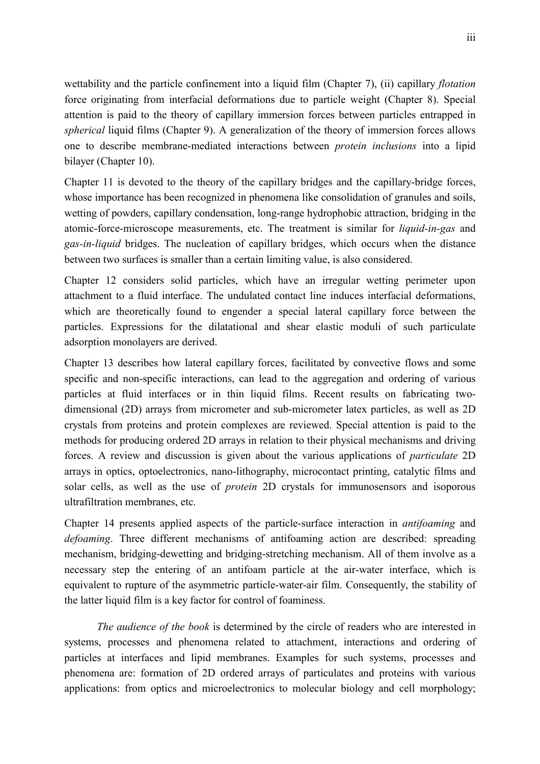wettability and the particle confinement into a liquid film (Chapter 7), (ii) capillary *flotation* force originating from interfacial deformations due to particle weight (Chapter 8). Special attention is paid to the theory of capillary immersion forces between particles entrapped in *spherical* liquid films (Chapter 9). A generalization of the theory of immersion forces allows one to describe membrane-mediated interactions between *protein inclusions* into a lipid bilayer (Chapter 10).

Chapter 11 is devoted to the theory of the capillary bridges and the capillary-bridge forces, whose importance has been recognized in phenomena like consolidation of granules and soils, wetting of powders, capillary condensation, long-range hydrophobic attraction, bridging in the atomic-force-microscope measurements, etc. The treatment is similar for *liquid-in-gas* and *gas-in-liquid* bridges. The nucleation of capillary bridges, which occurs when the distance between two surfaces is smaller than a certain limiting value, is also considered.

Chapter 12 considers solid particles, which have an irregular wetting perimeter upon attachment to a fluid interface. The undulated contact line induces interfacial deformations, which are theoretically found to engender a special lateral capillary force between the particles. Expressions for the dilatational and shear elastic moduli of such particulate adsorption monolayers are derived.

Chapter 13 describes how lateral capillary forces, facilitated by convective flows and some specific and non-specific interactions, can lead to the aggregation and ordering of various particles at fluid interfaces or in thin liquid films. Recent results on fabricating two-dimensional (2D) arrays from micrometer and sub-micrometer latex particles, as well as 2D crystals from proteins and protein complexes are reviewed. Special attention is paid to the methods for producing ordered 2D arrays in relation to their physical mechanisms and driving forces. A review and discussion is given about the various applications of *particulate* 2D arrays in optics, optoelectronics, nano-lithography, microcontact printing, catalytic films and solar cells, as well as the use of *protein* 2D crystals for immunosensors and isoporous ultrafiltration membranes, etc.

Chapter 14 presents applied aspects of the particle-surface interaction in *antifoaming* and *defoaming*. Three different mechanisms of antifoaming action are described: spreading mechanism, bridging-dewetting and bridging-stretching mechanism. All of them involve as a necessary step the entering of an antifoam particle at the air-water interface, which is equivalent to rupture of the asymmetric particle-water-air film. Consequently, the stability of the latter liquid film is a key factor for control of foaminess.

*The audience of the book* is determined by the circle of readers who are interested in systems, processes and phenomena related to attachment, interactions and ordering of particles at interfaces and lipid membranes. Examples for such systems, processes and phenomena are: formation of 2D ordered arrays of particulates and proteins with various applications: from optics and microelectronics to molecular biology and cell morphology;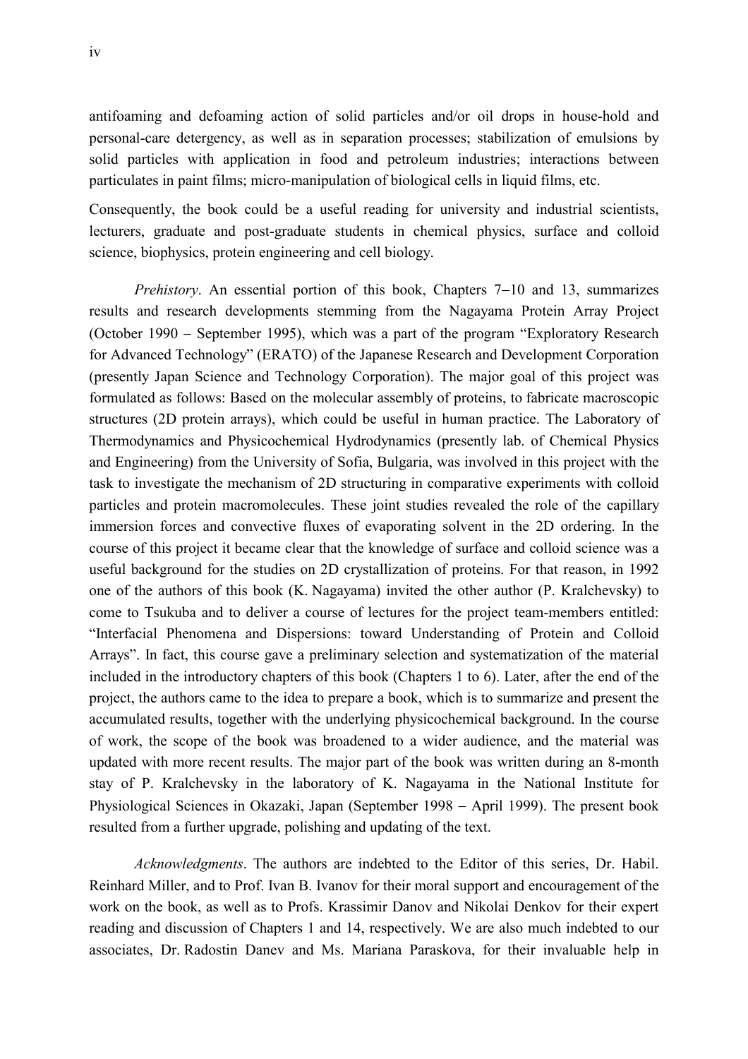antifoaming and defoaming action of solid particles and/or oil drops in house-hold and personal-care detergency, as well as in separation processes; stabilization of emulsions by solid particles with application in food and petroleum industries; interactions between particulates in paint films; micro-manipulation of biological cells in liquid films, etc.

Consequently, the book could be a useful reading for university and industrial scientists, lecturers, graduate and post-graduate students in chemical physics, surface and colloid science, biophysics, protein engineering and cell biology.

*Prehistory*. An essential portion of this book, Chapters 7−10 and 13, summarizes results and research developments stemming from the Nagayama Protein Array Project (October 1990 − September 1995), which was a part of the program "Exploratory Research for Advanced Technology" (ERATO) of the Japanese Research and Development Corporation (presently Japan Science and Technology Corporation). The major goal of this project was formulated as follows: Based on the molecular assembly of proteins, to fabricate macroscopic structures (2D protein arrays), which could be useful in human practice. The Laboratory of Thermodynamics and Physicochemical Hydrodynamics (presently lab. of Chemical Physics and Engineering) from the University of Sofia, Bulgaria, was involved in this project with the task to investigate the mechanism of 2D structuring in comparative experiments with colloid particles and protein macromolecules. These joint studies revealed the role of the capillary immersion forces and convective fluxes of evaporating solvent in the 2D ordering. In the course of this project it became clear that the knowledge of surface and colloid science was a useful background for the studies on 2D crystallization of proteins. For that reason, in 1992 one of the authors of this book (K. Nagayama) invited the other author (P. Kralchevsky) to come to Tsukuba and to deliver a course of lectures for the project team-members entitled: "Interfacial Phenomena and Dispersions: toward Understanding of Protein and Colloid Arrays". In fact, this course gave a preliminary selection and systematization of the material included in the introductory chapters of this book (Chapters 1 to 6). Later, after the end of the project, the authors came to the idea to prepare a book, which is to summarize and present the accumulated results, together with the underlying physicochemical background. In the course of work, the scope of the book was broadened to a wider audience, and the material was updated with more recent results. The major part of the book was written during an 8-month stay of P. Kralchevsky in the laboratory of K. Nagayama in the National Institute for Physiological Sciences in Okazaki, Japan (September 1998 − April 1999). The present book resulted from a further upgrade, polishing and updating of the text.

*Acknowledgments*. The authors are indebted to the Editor of this series, Dr. Habil. Reinhard Miller, and to Prof. Ivan B. Ivanov for their moral support and encouragement of the work on the book, as well as to Profs. Krassimir Danov and Nikolai Denkov for their expert reading and discussion of Chapters 1 and 14, respectively. We are also much indebted to our associates, Dr. Radostin Danev and Ms. Mariana Paraskova, for their invaluable help in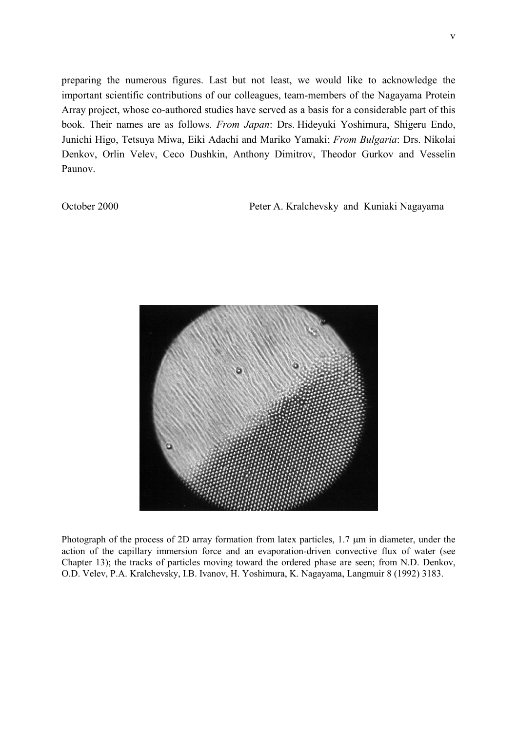preparing the numerous figures. Last but not least, we would like to acknowledge the important scientific contributions of our colleagues, team-members of the Nagayama Protein Array project, whose co-authored studies have served as a basis for a considerable part of this book. Their names are as follows. *From Japan*: Drs. Hideyuki Yoshimura, Shigeru Endo, Junichi Higo, Tetsuya Miwa, Eiki Adachi and Mariko Yamaki; *From Bulgaria*: Drs. Nikolai Denkov, Orlin Velev, Ceco Dushkin, Anthony Dimitrov, Theodor Gurkov and Vesselin Paunov.

October 2000 Peter A. Kralchevsky and Kuniaki Nagayama

Photograph of the process of 2D array formation from latex particles, 1.7 μm in diameter, under the action of the capillary immersion force and an evaporation-driven convective flux of water (see Chapter 13); the tracks of particles moving toward the ordered phase are seen; from N.D. Denkov, O.D. Velev, P.A. Kralchevsky, I.B. Ivanov, H. Yoshimura, K. Nagayama, Langmuir 8 (1992) 3183.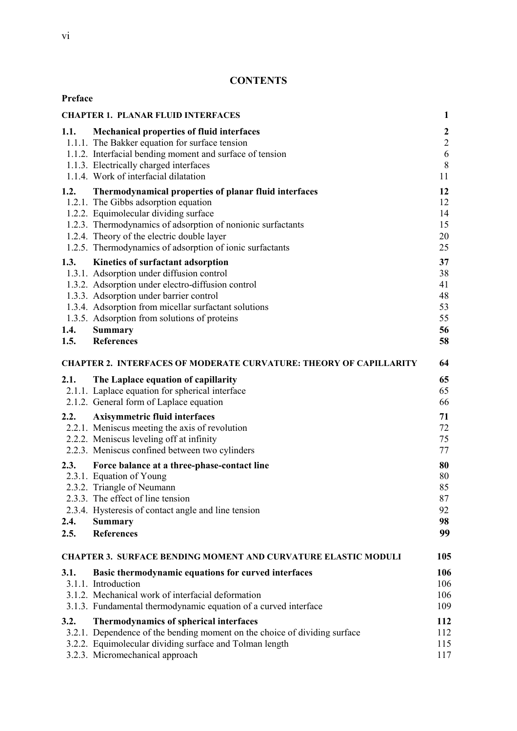# CONTENTS

**Preface**

| | | |
|---|---|---|
| **CHAPTER 1. PLANAR FLUID INTERFACES** | | **1** |
| **1.1.** | **Mechanical properties of fluid interfaces** | **2** |
| 1.1.1. | The Bakker equation for surface tension | 2 |
| 1.1.2. | Interfacial bending moment and surface of tension | 6 |
| 1.1.3. | Electrically charged interfaces | 8 |
| 1.1.4. | Work of interfacial dilatation | 11 |
| **1.2.** | **Thermodynamical properties of planar fluid interfaces** | **12** |
| 1.2.1. | The Gibbs adsorption equation | 12 |
| 1.2.2. | Equimolecular dividing surface | 14 |
| 1.2.3. | Thermodynamics of adsorption of nonionic surfactants | 15 |
| 1.2.4. | Theory of the electric double layer | 20 |
| 1.2.5. | Thermodynamics of adsorption of ionic surfactants | 25 |
| **1.3.** | **Kinetics of surfactant adsorption** | **37** |
| 1.3.1. | Adsorption under diffusion control | 38 |
| 1.3.2. | Adsorption under electro-diffusion control | 41 |
| 1.3.3. | Adsorption under barrier control | 48 |
| 1.3.4. | Adsorption from micellar surfactant solutions | 53 |
| 1.3.5. | Adsorption from solutions of proteins | 55 |
| **1.4.** | **Summary** | **56** |
| **1.5.** | **References** | **58** |
| **CHAPTER 2. INTERFACES OF MODERATE CURVATURE: THEORY OF CAPILLARITY** | | **64** |
| **2.1.** | **The Laplace equation of capillarity** | **65** |
| 2.1.1. | Laplace equation for spherical interface | 65 |
| 2.1.2. | General form of Laplace equation | 66 |
| **2.2.** | **Axisymmetric fluid interfaces** | **71** |
| 2.2.1. | Meniscus meeting the axis of revolution | 72 |
| 2.2.2. | Meniscus leveling off at infinity | 75 |
| 2.2.3. | Meniscus confined between two cylinders | 77 |
| **2.3.** | **Force balance at a three-phase-contact line** | **80** |
| 2.3.1. | Equation of Young | 80 |
| 2.3.2. | Triangle of Neumann | 85 |
| 2.3.3. | The effect of line tension | 87 |
| 2.3.4. | Hysteresis of contact angle and line tension | 92 |
| **2.4.** | **Summary** | **98** |
| **2.5.** | **References** | **99** |
| **CHAPTER 3. SURFACE BENDING MOMENT AND CURVATURE ELASTIC MODULI** | | **105** |
| **3.1.** | **Basic thermodynamic equations for curved interfaces** | **106** |
| 3.1.1. | Introduction | 106 |
| 3.1.2. | Mechanical work of interfacial deformation | 106 |
| 3.1.3. | Fundamental thermodynamic equation of a curved interface | 109 |
| **3.2.** | **Thermodynamics of spherical interfaces** | **112** |
| 3.2.1. | Dependence of the bending moment on the choice of dividing surface | 112 |
| 3.2.2. | Equimolecular dividing surface and Tolman length | 115 |
| 3.2.3. | Micromechanical approach | 117 |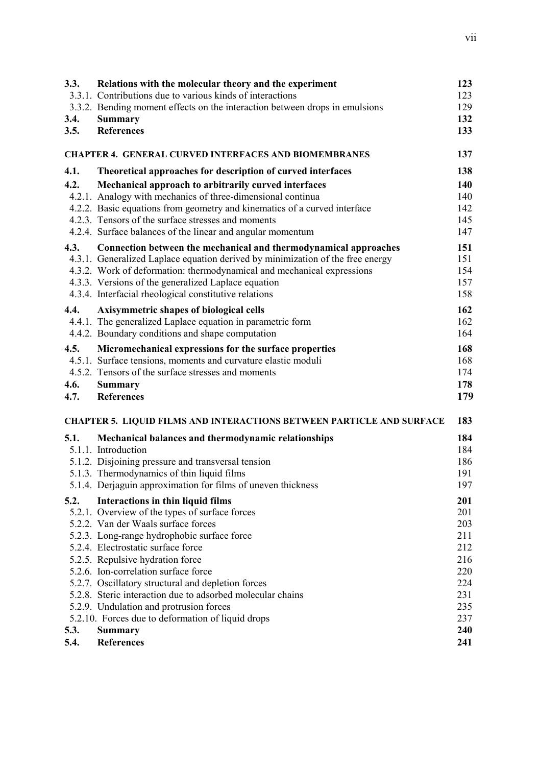| | | |
|---|---|---|
| **3.3.** | **Relations with the molecular theory and the experiment** | **123** |
| 3.3.1. | Contributions due to various kinds of interactions | 123 |
| 3.3.2. | Bending moment effects on the interaction between drops in emulsions | 129 |
| **3.4.** | **Summary** | **132** |
| **3.5.** | **References** | **133** |

**CHAPTER 4. GENERAL CURVED INTERFACES AND BIOMEMBRANES** **137**

| | | |
|---|---|---|
| **4.1.** | **Theoretical approaches for description of curved interfaces** | **138** |
| **4.2.** | **Mechanical approach to arbitrarily curved interfaces** | **140** |
| 4.2.1. | Analogy with mechanics of three-dimensional continua | 140 |
| 4.2.2. | Basic equations from geometry and kinematics of a curved interface | 142 |
| 4.2.3. | Tensors of the surface stresses and moments | 145 |
| 4.2.4. | Surface balances of the linear and angular momentum | 147 |
| **4.3.** | **Connection between the mechanical and thermodynamical approaches** | **151** |
| 4.3.1. | Generalized Laplace equation derived by minimization of the free energy | 151 |
| 4.3.2. | Work of deformation: thermodynamical and mechanical expressions | 154 |
| 4.3.3. | Versions of the generalized Laplace equation | 157 |
| 4.3.4. | Interfacial rheological constitutive relations | 158 |
| **4.4.** | **Axisymmetric shapes of biological cells** | **162** |
| 4.4.1. | The generalized Laplace equation in parametric form | 162 |
| 4.4.2. | Boundary conditions and shape computation | 164 |
| **4.5.** | **Micromechanical expressions for the surface properties** | **168** |
| 4.5.1. | Surface tensions, moments and curvature elastic moduli | 168 |
| 4.5.2. | Tensors of the surface stresses and moments | 174 |
| **4.6.** | **Summary** | **178** |
| **4.7.** | **References** | **179** |

**CHAPTER 5. LIQUID FILMS AND INTERACTIONS BETWEEN PARTICLE AND SURFACE** **183**

| | | |
|---|---|---|
| **5.1.** | **Mechanical balances and thermodynamic relationships** | **184** |
| 5.1.1. | Introduction | 184 |
| 5.1.2. | Disjoining pressure and transversal tension | 186 |
| 5.1.3. | Thermodynamics of thin liquid films | 191 |
| 5.1.4. | Derjaguin approximation for films of uneven thickness | 197 |
| **5.2.** | **Interactions in thin liquid films** | **201** |
| 5.2.1. | Overview of the types of surface forces | 201 |
| 5.2.2. | Van der Waals surface forces | 203 |
| 5.2.3. | Long-range hydrophobic surface force | 211 |
| 5.2.4. | Electrostatic surface force | 212 |
| 5.2.5. | Repulsive hydration force | 216 |
| 5.2.6. | Ion-correlation surface force | 220 |
| 5.2.7. | Oscillatory structural and depletion forces | 224 |
| 5.2.8. | Steric interaction due to adsorbed molecular chains | 231 |
| 5.2.9. | Undulation and protrusion forces | 235 |
| 5.2.10. | Forces due to deformation of liquid drops | 237 |
| **5.3.** | **Summary** | **240** |
| **5.4.** | **References** | **241** |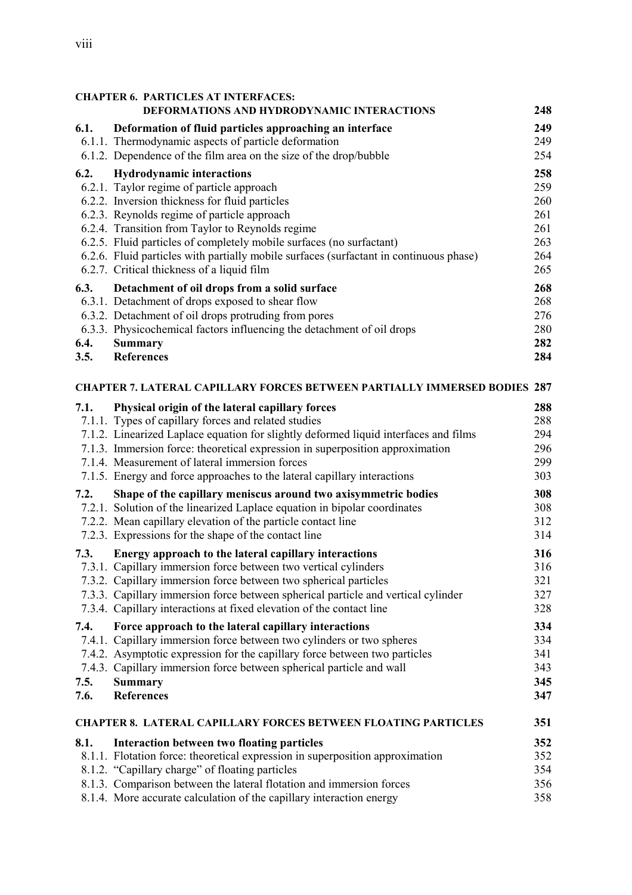**CHAPTER 6. PARTICLES AT INTERFACES: DEFORMATIONS AND HYDRODYNAMIC INTERACTIONS** 248

**6.1. Deformation of fluid particles approaching an interface** 249
- 6.1.1. Thermodynamic aspects of particle deformation 249
- 6.1.2. Dependence of the film area on the size of the drop/bubble 254

**6.2. Hydrodynamic interactions** 258
- 6.2.1. Taylor regime of particle approach 259
- 6.2.2. Inversion thickness for fluid particles 260
- 6.2.3. Reynolds regime of particle approach 261
- 6.2.4. Transition from Taylor to Reynolds regime 261
- 6.2.5. Fluid particles of completely mobile surfaces (no surfactant) 263
- 6.2.6. Fluid particles with partially mobile surfaces (surfactant in continuous phase) 264
- 6.2.7. Critical thickness of a liquid film 265

**6.3. Detachment of oil drops from a solid surface** 268
- 6.3.1. Detachment of drops exposed to shear flow 268
- 6.3.2. Detachment of oil drops protruding from pores 276
- 6.3.3. Physicochemical factors influencing the detachment of oil drops 280

**6.4. Summary** 282

**3.5. References** 284

**CHAPTER 7. LATERAL CAPILLARY FORCES BETWEEN PARTIALLY IMMERSED BODIES** 287

**7.1. Physical origin of the lateral capillary forces** 288
- 7.1.1. Types of capillary forces and related studies 288
- 7.1.2. Linearized Laplace equation for slightly deformed liquid interfaces and films 294
- 7.1.3. Immersion force: theoretical expression in superposition approximation 296
- 7.1.4. Measurement of lateral immersion forces 299
- 7.1.5. Energy and force approaches to the lateral capillary interactions 303

**7.2. Shape of the capillary meniscus around two axisymmetric bodies** 308
- 7.2.1. Solution of the linearized Laplace equation in bipolar coordinates 308
- 7.2.2. Mean capillary elevation of the particle contact line 312
- 7.2.3. Expressions for the shape of the contact line 314

**7.3. Energy approach to the lateral capillary interactions** 316
- 7.3.1. Capillary immersion force between two vertical cylinders 316
- 7.3.2. Capillary immersion force between two spherical particles 321
- 7.3.3. Capillary immersion force between spherical particle and vertical cylinder 327
- 7.3.4. Capillary interactions at fixed elevation of the contact line 328

**7.4. Force approach to the lateral capillary interactions** 334
- 7.4.1. Capillary immersion force between two cylinders or two spheres 334
- 7.4.2. Asymptotic expression for the capillary force between two particles 341
- 7.4.3. Capillary immersion force between spherical particle and wall 343

**7.5. Summary** 345

**7.6. References** 347

**CHAPTER 8. LATERAL CAPILLARY FORCES BETWEEN FLOATING PARTICLES** 351

**8.1. Interaction between two floating particles** 352
- 8.1.1. Flotation force: theoretical expression in superposition approximation 352
- 8.1.2. "Capillary charge" of floating particles 354
- 8.1.3. Comparison between the lateral flotation and immersion forces 356
- 8.1.4. More accurate calculation of the capillary interaction energy 358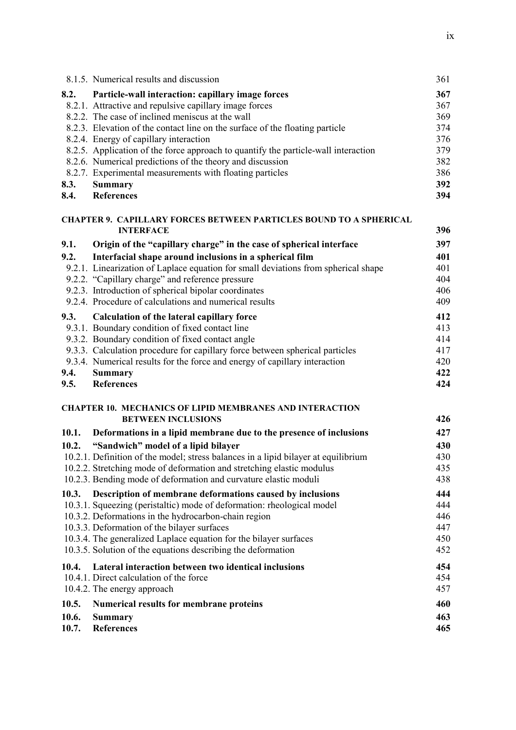| | | |
|---|---|---|
| 8.1.5. | Numerical results and discussion | 361 |
| **8.2.** | **Particle-wall interaction: capillary image forces** | **367** |
| 8.2.1. | Attractive and repulsive capillary image forces | 367 |
| 8.2.2. | The case of inclined meniscus at the wall | 369 |
| 8.2.3. | Elevation of the contact line on the surface of the floating particle | 374 |
| 8.2.4. | Energy of capillary interaction | 376 |
| 8.2.5. | Application of the force approach to quantify the particle-wall interaction | 379 |
| 8.2.6. | Numerical predictions of the theory and discussion | 382 |
| 8.2.7. | Experimental measurements with floating particles | 386 |
| **8.3.** | **Summary** | **392** |
| **8.4.** | **References** | **394** |

**CHAPTER 9. CAPILLARY FORCES BETWEEN PARTICLES BOUND TO A SPHERICAL INTERFACE** **396**

| | | |
|---|---|---|
| **9.1.** | **Origin of the "capillary charge" in the case of spherical interface** | **397** |
| **9.2.** | **Interfacial shape around inclusions in a spherical film** | **401** |
| 9.2.1. | Linearization of Laplace equation for small deviations from spherical shape | 401 |
| 9.2.2. | "Capillary charge" and reference pressure | 404 |
| 9.2.3. | Introduction of spherical bipolar coordinates | 406 |
| 9.2.4. | Procedure of calculations and numerical results | 409 |
| **9.3.** | **Calculation of the lateral capillary force** | **412** |
| 9.3.1. | Boundary condition of fixed contact line | 413 |
| 9.3.2. | Boundary condition of fixed contact angle | 414 |
| 9.3.3. | Calculation procedure for capillary force between spherical particles | 417 |
| 9.3.4. | Numerical results for the force and energy of capillary interaction | 420 |
| **9.4.** | **Summary** | **422** |
| **9.5.** | **References** | **424** |

**CHAPTER 10. MECHANICS OF LIPID MEMBRANES AND INTERACTION BETWEEN INCLUSIONS** **426**

| | | |
|---|---|---|
| **10.1.** | **Deformations in a lipid membrane due to the presence of inclusions** | **427** |
| **10.2.** | **"Sandwich" model of a lipid bilayer** | **430** |
| 10.2.1. | Definition of the model; stress balances in a lipid bilayer at equilibrium | 430 |
| 10.2.2. | Stretching mode of deformation and stretching elastic modulus | 435 |
| 10.2.3. | Bending mode of deformation and curvature elastic moduli | 438 |
| **10.3.** | **Description of membrane deformations caused by inclusions** | **444** |
| 10.3.1. | Squeezing (peristaltic) mode of deformation: rheological model | 444 |
| 10.3.2. | Deformations in the hydrocarbon-chain region | 446 |
| 10.3.3. | Deformation of the bilayer surfaces | 447 |
| 10.3.4. | The generalized Laplace equation for the bilayer surfaces | 450 |
| 10.3.5. | Solution of the equations describing the deformation | 452 |
| **10.4.** | **Lateral interaction between two identical inclusions** | **454** |
| 10.4.1. | Direct calculation of the force | 454 |
| 10.4.2. | The energy approach | 457 |
| **10.5.** | **Numerical results for membrane proteins** | **460** |
| **10.6.** | **Summary** | **463** |
| **10.7.** | **References** | **465** |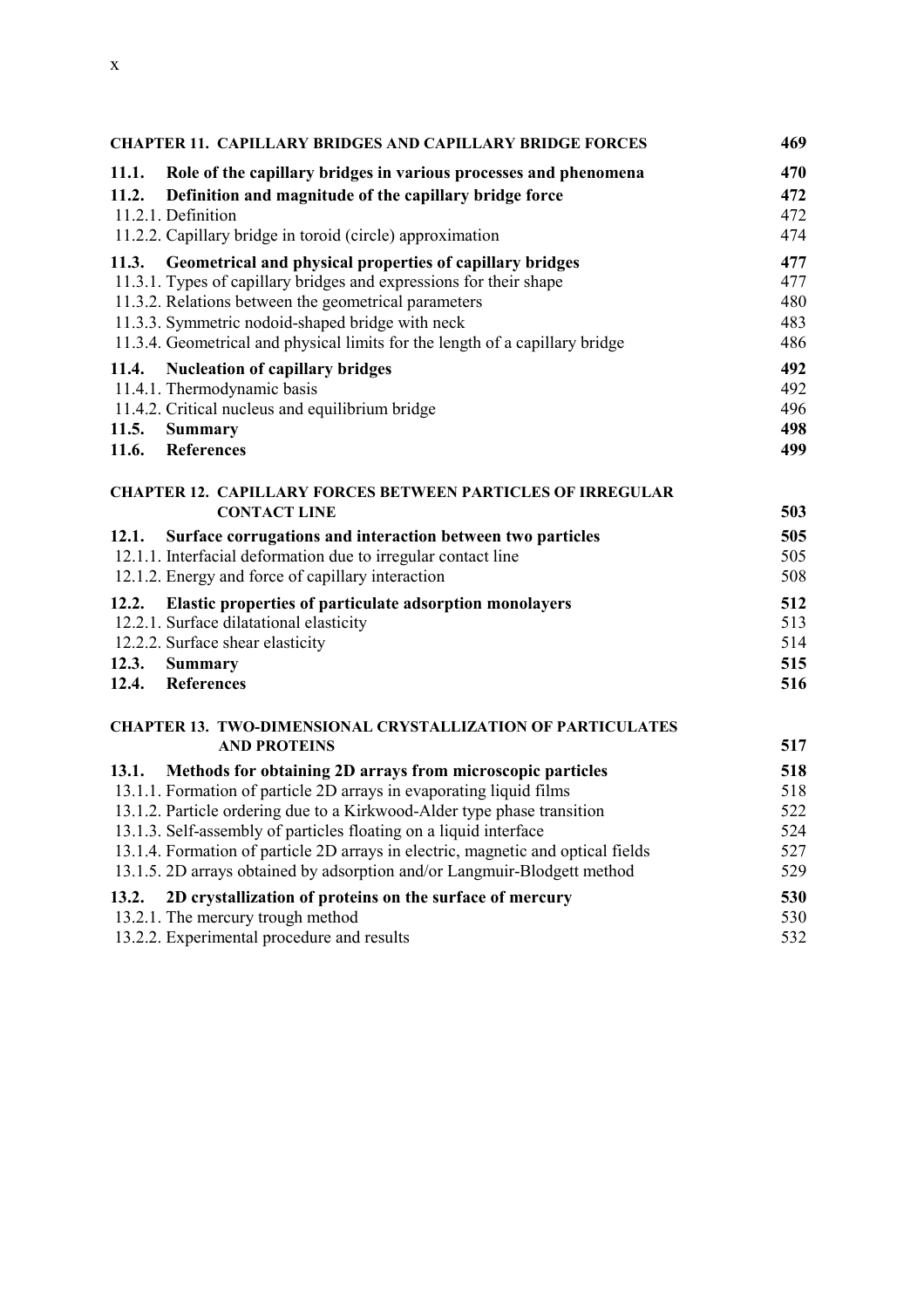**CHAPTER 11. CAPILLARY BRIDGES AND CAPILLARY BRIDGE FORCES** **469**

**11.1. Role of the capillary bridges in various processes and phenomena** **470**

**11.2. Definition and magnitude of the capillary bridge force** **472**

11.2.1. Definition 472

11.2.2. Capillary bridge in toroid (circle) approximation 474

**11.3. Geometrical and physical properties of capillary bridges** **477**

11.3.1. Types of capillary bridges and expressions for their shape 477

11.3.2. Relations between the geometrical parameters 480

11.3.3. Symmetric nodoid-shaped bridge with neck 483

11.3.4. Geometrical and physical limits for the length of a capillary bridge 486

**11.4. Nucleation of capillary bridges** **492**

11.4.1. Thermodynamic basis 492

11.4.2. Critical nucleus and equilibrium bridge 496

**11.5. Summary** **498**

**11.6. References** **499**

**CHAPTER 12. CAPILLARY FORCES BETWEEN PARTICLES OF IRREGULAR CONTACT LINE** **503**

**12.1. Surface corrugations and interaction between two particles** **505**

12.1.1. Interfacial deformation due to irregular contact line 505

12.1.2. Energy and force of capillary interaction 508

**12.2. Elastic properties of particulate adsorption monolayers** **512**

12.2.1. Surface dilatational elasticity 513

12.2.2. Surface shear elasticity 514

**12.3. Summary** **515**

**12.4. References** **516**

**CHAPTER 13. TWO-DIMENSIONAL CRYSTALLIZATION OF PARTICULATES AND PROTEINS** **517**

**13.1. Methods for obtaining 2D arrays from microscopic particles** **518**

13.1.1. Formation of particle 2D arrays in evaporating liquid films 518

13.1.2. Particle ordering due to a Kirkwood-Alder type phase transition 522

13.1.3. Self-assembly of particles floating on a liquid interface 524

13.1.4. Formation of particle 2D arrays in electric, magnetic and optical fields 527

13.1.5. 2D arrays obtained by adsorption and/or Langmuir-Blodgett method 529

**13.2. 2D crystallization of proteins on the surface of mercury** **530**

13.2.1. The mercury trough method 530

13.2.2. Experimental procedure and results 532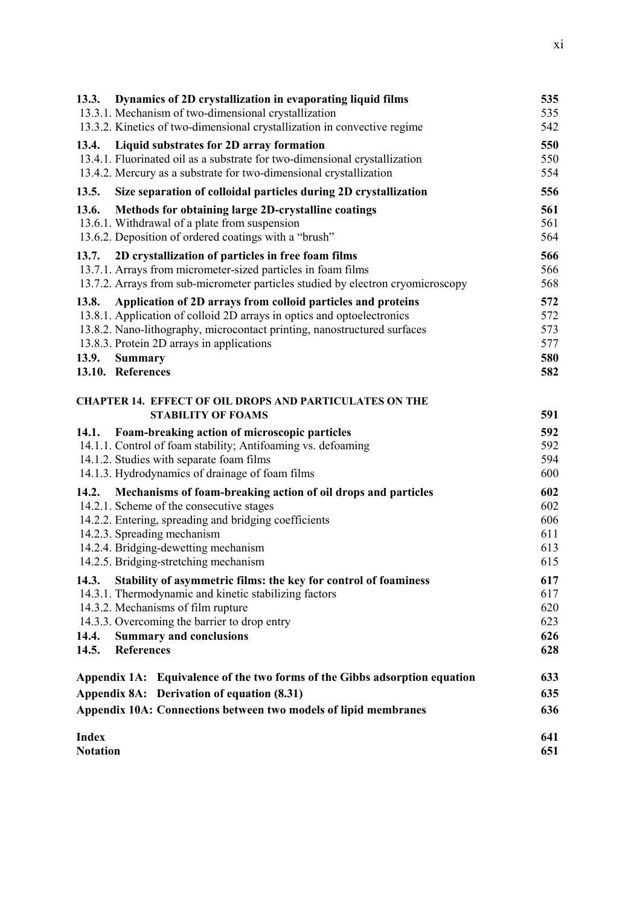| | | |
|---|---|---|
| **13.3.** | **Dynamics of 2D crystallization in evaporating liquid films** | **535** |
| | 13.3.1. Mechanism of two-dimensional crystallization | 535 |
| | 13.3.2. Kinetics of two-dimensional crystallization in convective regime | 542 |
| **13.4.** | **Liquid substrates for 2D array formation** | **550** |
| | 13.4.1. Fluorinated oil as a substrate for two-dimensional crystallization | 550 |
| | 13.4.2. Mercury as a substrate for two-dimensional crystallization | 554 |
| **13.5.** | **Size separation of colloidal particles during 2D crystallization** | **556** |
| **13.6.** | **Methods for obtaining large 2D-crystalline coatings** | **561** |
| | 13.6.1. Withdrawal of a plate from suspension | 561 |
| | 13.6.2. Deposition of ordered coatings with a "brush" | 564 |
| **13.7.** | **2D crystallization of particles in free foam films** | **566** |
| | 13.7.1. Arrays from micrometer-sized particles in foam films | 566 |
| | 13.7.2. Arrays from sub-micrometer particles studied by electron cryomicroscopy | 568 |
| **13.8.** | **Application of 2D arrays from colloid particles and proteins** | **572** |
| | 13.8.1. Application of colloid 2D arrays in optics and optoelectronics | 572 |
| | 13.8.2. Nano-lithography, microcontact printing, nanostructured surfaces | 573 |
| | 13.8.3. Protein 2D arrays in applications | 577 |
| **13.9.** | **Summary** | **580** |
| **13.10.** | **References** | **582** |

**CHAPTER 14. EFFECT OF OIL DROPS AND PARTICULATES ON THE STABILITY OF FOAMS** — **591**

| | | |
|---|---|---|
| **14.1.** | **Foam-breaking action of microscopic particles** | **592** |
| | 14.1.1. Control of foam stability; Antifoaming vs. defoaming | 592 |
| | 14.1.2. Studies with separate foam films | 594 |
| | 14.1.3. Hydrodynamics of drainage of foam films | 600 |
| **14.2.** | **Mechanisms of foam-breaking action of oil drops and particles** | **602** |
| | 14.2.1. Scheme of the consecutive stages | 602 |
| | 14.2.2. Entering, spreading and bridging coefficients | 606 |
| | 14.2.3. Spreading mechanism | 611 |
| | 14.2.4. Bridging-dewetting mechanism | 613 |
| | 14.2.5. Bridging-stretching mechanism | 615 |
| **14.3.** | **Stability of asymmetric films: the key for control of foaminess** | **617** |
| | 14.3.1. Thermodynamic and kinetic stabilizing factors | 617 |
| | 14.3.2. Mechanisms of film rupture | 620 |
| | 14.3.3. Overcoming the barrier to drop entry | 623 |
| **14.4.** | **Summary and conclusions** | **626** |
| **14.5.** | **References** | **628** |

| | |
|---|---|
| **Appendix 1A: Equivalence of the two forms of the Gibbs adsorption equation** | **633** |
| **Appendix 8A: Derivation of equation (8.31)** | **635** |
| **Appendix 10A: Connections between two models of lipid membranes** | **636** |
| **Index** | **641** |
| **Notation** | **651** |